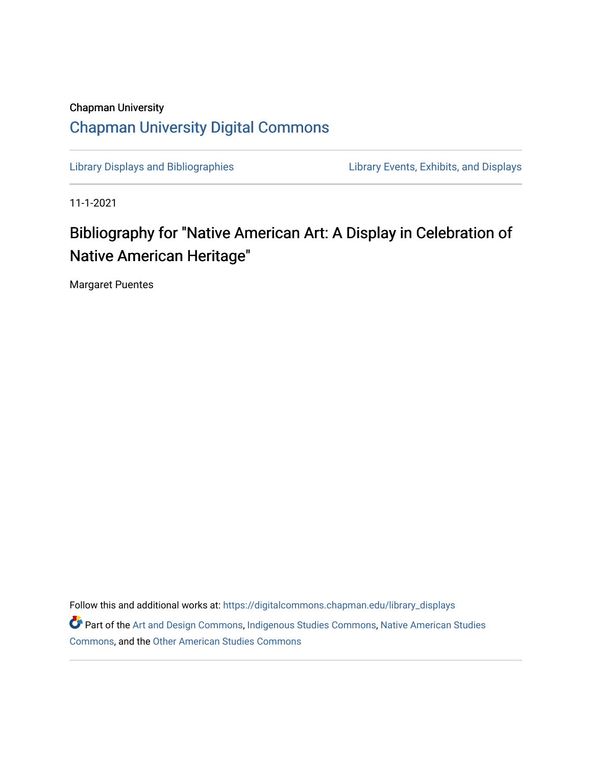Chapman University

Chapman University Digital Commons

Library Displays and Bibliographies | Library Events, Exhibits, and Displays

11-1-2021

# Bibliography for "Native American Art: A Display in Celebration of Native American Heritage"

Margaret Puentes

Follow this and additional works at: https://digitalcommons.chapman.edu/library_displays

Part of the Art and Design Commons, Indigenous Studies Commons, Native American Studies Commons, and the Other American Studies Commons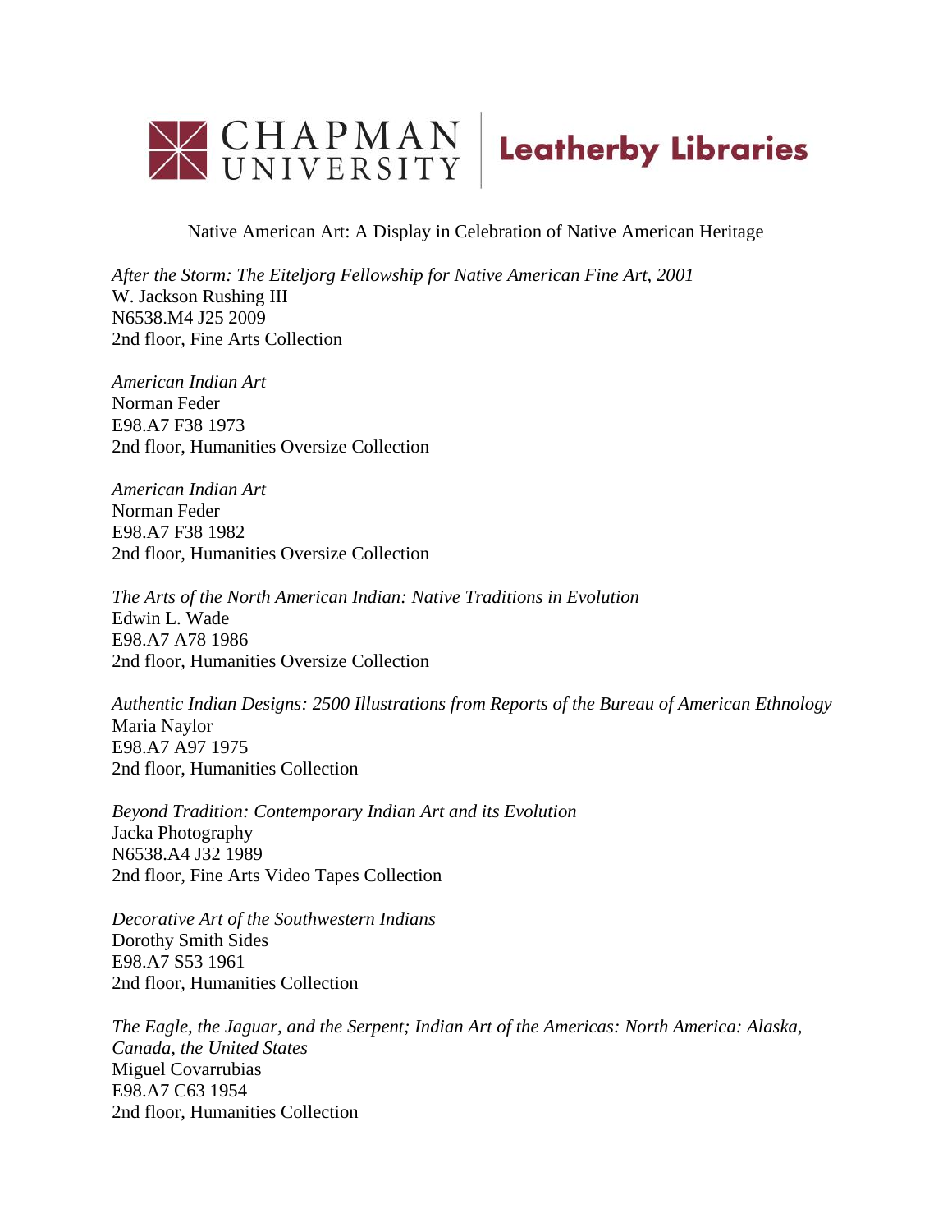Native American Art: A Display in Celebration of Native American Heritage

*After the Storm: The Eiteljorg Fellowship for Native American Fine Art, 2001*
W. Jackson Rushing III
N6538.M4 J25 2009
2nd floor, Fine Arts Collection

*American Indian Art*
Norman Feder
E98.A7 F38 1973
2nd floor, Humanities Oversize Collection

*American Indian Art*
Norman Feder
E98.A7 F38 1982
2nd floor, Humanities Oversize Collection

*The Arts of the North American Indian: Native Traditions in Evolution*
Edwin L. Wade
E98.A7 A78 1986
2nd floor, Humanities Oversize Collection

*Authentic Indian Designs: 2500 Illustrations from Reports of the Bureau of American Ethnology*
Maria Naylor
E98.A7 A97 1975
2nd floor, Humanities Collection

*Beyond Tradition: Contemporary Indian Art and its Evolution*
Jacka Photography
N6538.A4 J32 1989
2nd floor, Fine Arts Video Tapes Collection

*Decorative Art of the Southwestern Indians*
Dorothy Smith Sides
E98.A7 S53 1961
2nd floor, Humanities Collection

*The Eagle, the Jaguar, and the Serpent; Indian Art of the Americas: North America: Alaska, Canada, the United States*
Miguel Covarrubias
E98.A7 C63 1954
2nd floor, Humanities Collection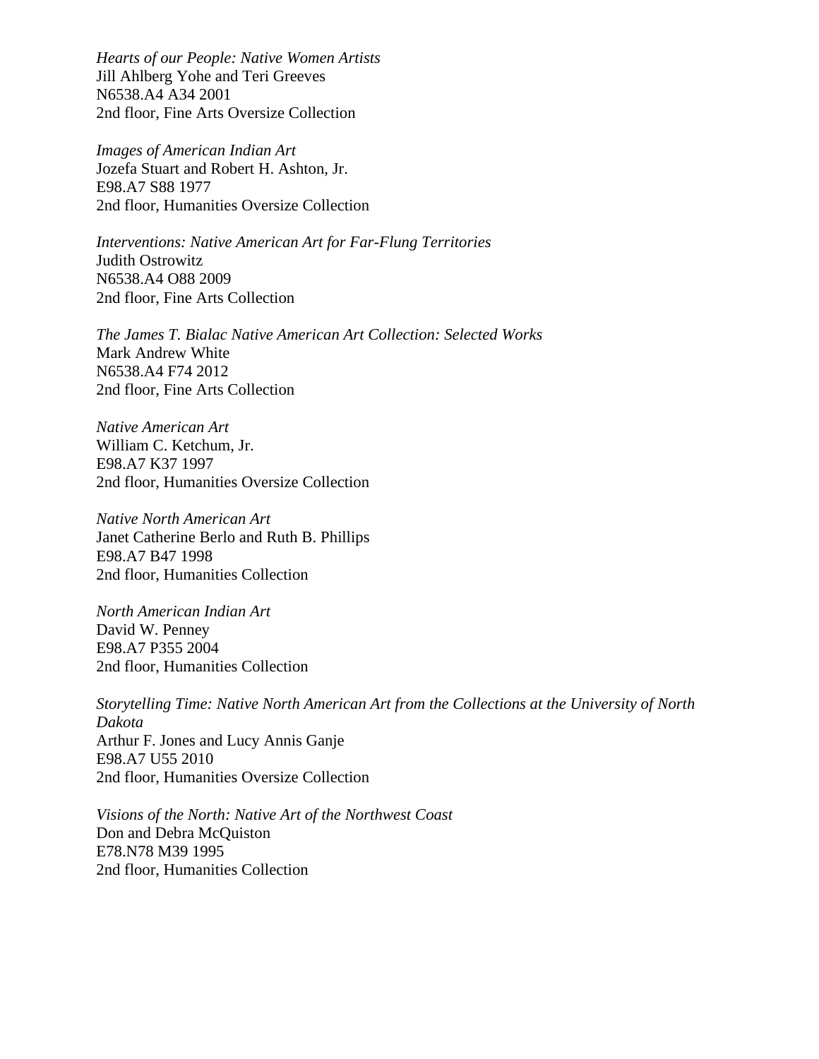*Hearts of our People: Native Women Artists*
Jill Ahlberg Yohe and Teri Greeves
N6538.A4 A34 2001
2nd floor, Fine Arts Oversize Collection

*Images of American Indian Art*
Jozefa Stuart and Robert H. Ashton, Jr.
E98.A7 S88 1977
2nd floor, Humanities Oversize Collection

*Interventions: Native American Art for Far-Flung Territories*
Judith Ostrowitz
N6538.A4 O88 2009
2nd floor, Fine Arts Collection

*The James T. Bialac Native American Art Collection: Selected Works*
Mark Andrew White
N6538.A4 F74 2012
2nd floor, Fine Arts Collection

*Native American Art*
William C. Ketchum, Jr.
E98.A7 K37 1997
2nd floor, Humanities Oversize Collection

*Native North American Art*
Janet Catherine Berlo and Ruth B. Phillips
E98.A7 B47 1998
2nd floor, Humanities Collection

*North American Indian Art*
David W. Penney
E98.A7 P355 2004
2nd floor, Humanities Collection

*Storytelling Time: Native North American Art from the Collections at the University of North Dakota*
Arthur F. Jones and Lucy Annis Ganje
E98.A7 U55 2010
2nd floor, Humanities Oversize Collection

*Visions of the North: Native Art of the Northwest Coast*
Don and Debra McQuiston
E78.N78 M39 1995
2nd floor, Humanities Collection